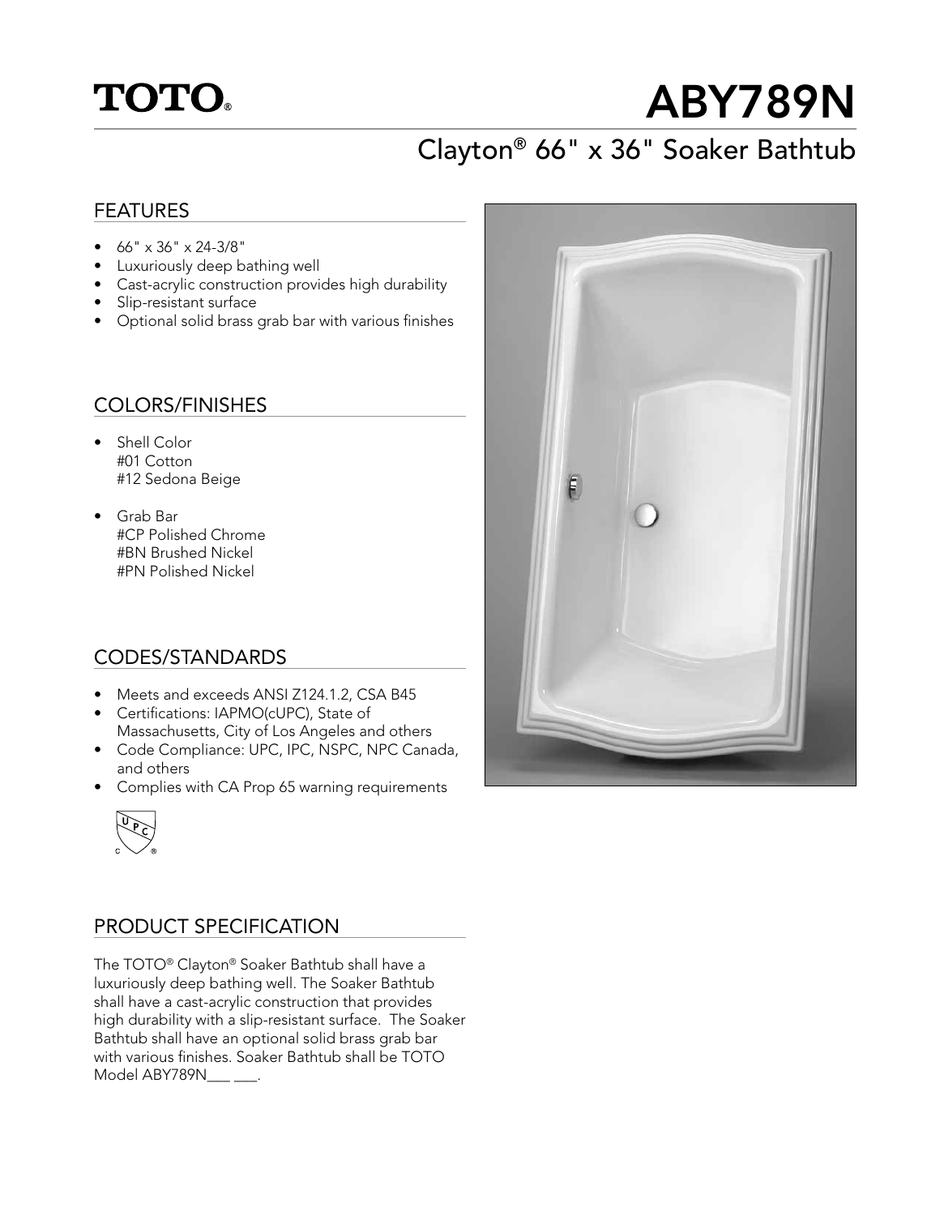TOTO®

# ABY789N

## Clayton® 66" x 36" Soaker Bathtub

### FEATURES

- 66" x 36" x 24-3/8"
- Luxuriously deep bathing well
- Cast-acrylic construction provides high durability
- Slip-resistant surface
- Optional solid brass grab bar with various finishes

### COLORS/FINISHES

- Shell Color
  #01 Cotton
  #12 Sedona Beige
- Grab Bar
  #CP Polished Chrome
  #BN Brushed Nickel
  #PN Polished Nickel

### CODES/STANDARDS

- Meets and exceeds ANSI Z124.1.2, CSA B45
- Certifications: IAPMO(cUPC), State of Massachusetts, City of Los Angeles and others
- Code Compliance: UPC, IPC, NSPC, NPC Canada, and others
- Complies with CA Prop 65 warning requirements

### PRODUCT SPECIFICATION

The TOTO® Clayton® Soaker Bathtub shall have a luxuriously deep bathing well. The Soaker Bathtub shall have a cast-acrylic construction that provides high durability with a slip-resistant surface. The Soaker Bathtub shall have an optional solid brass grab bar with various finishes. Soaker Bathtub shall be TOTO Model ABY789N___ ___.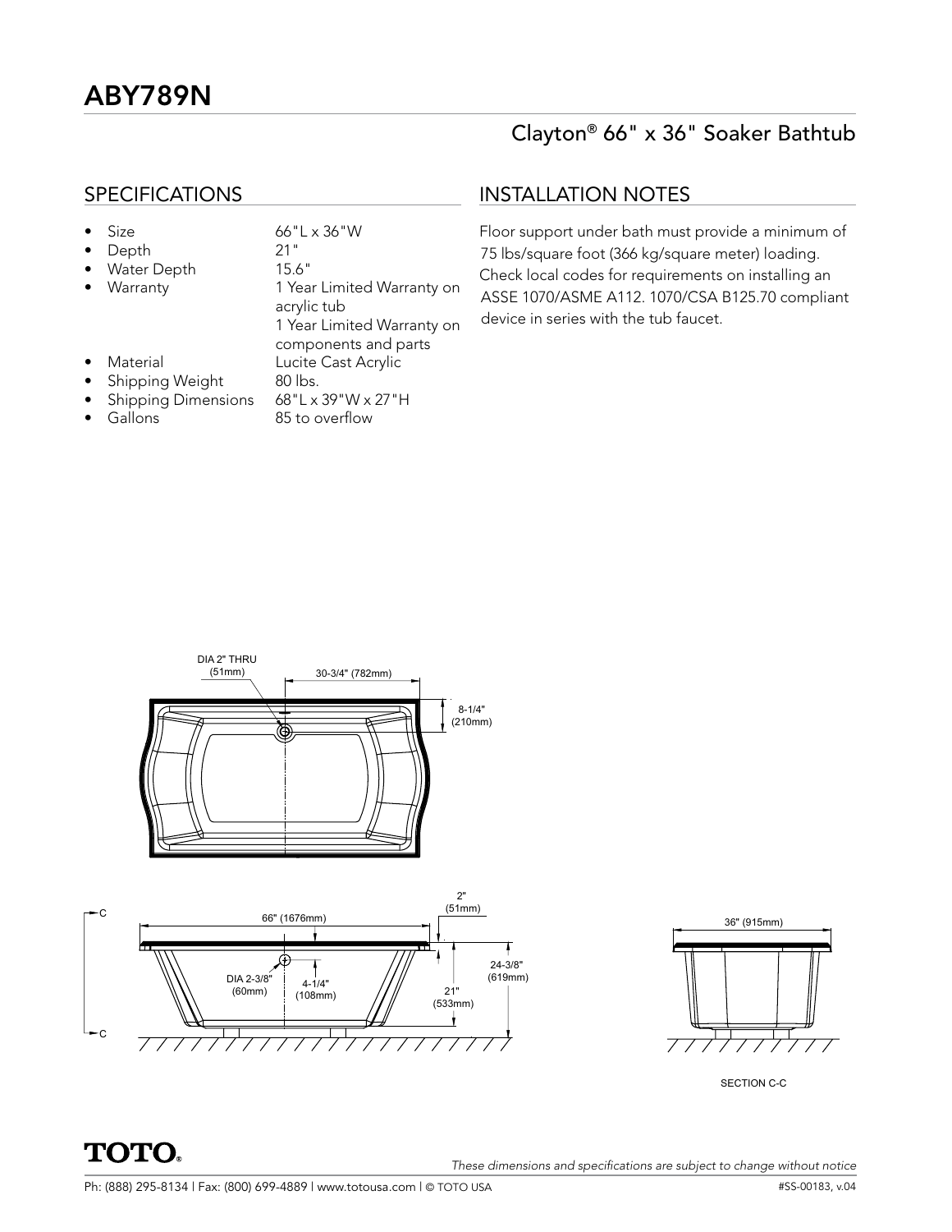# ABY789N

## Clayton® 66" x 36" Soaker Bathtub

## SPECIFICATIONS

| | |
|---|---|
| • Size | 66"L x 36"W |
| • Depth | 21" |
| • Water Depth | 15.6" |
| • Warranty | 1 Year Limited Warranty on acrylic tub<br>1 Year Limited Warranty on components and parts |
| • Material | Lucite Cast Acrylic |
| • Shipping Weight | 80 lbs. |
| • Shipping Dimensions | 68"L x 39"W x 27"H |
| • Gallons | 85 to overflow |

## INSTALLATION NOTES

Floor support under bath must provide a minimum of 75 lbs/square foot (366 kg/square meter) loading. Check local codes for requirements on installing an ASSE 1070/ASME A112. 1070/CSA B125.70 compliant device in series with the tub faucet.

DIA 2" THRU (51mm)

30-3/4" (782mm)

8-1/4" (210mm)

66" (1676mm)

2" (51mm)

DIA 2-3/8" (60mm)

4-1/4" (108mm)

24-3/8" (619mm)

21" (533mm)

C

C

36" (915mm)

SECTION C-C

*These dimensions and specifications are subject to change without notice*

Ph: (888) 295-8134 | Fax: (800) 699-4889 | www.totousa.com | © TOTO USA

#SS-00183, v.04